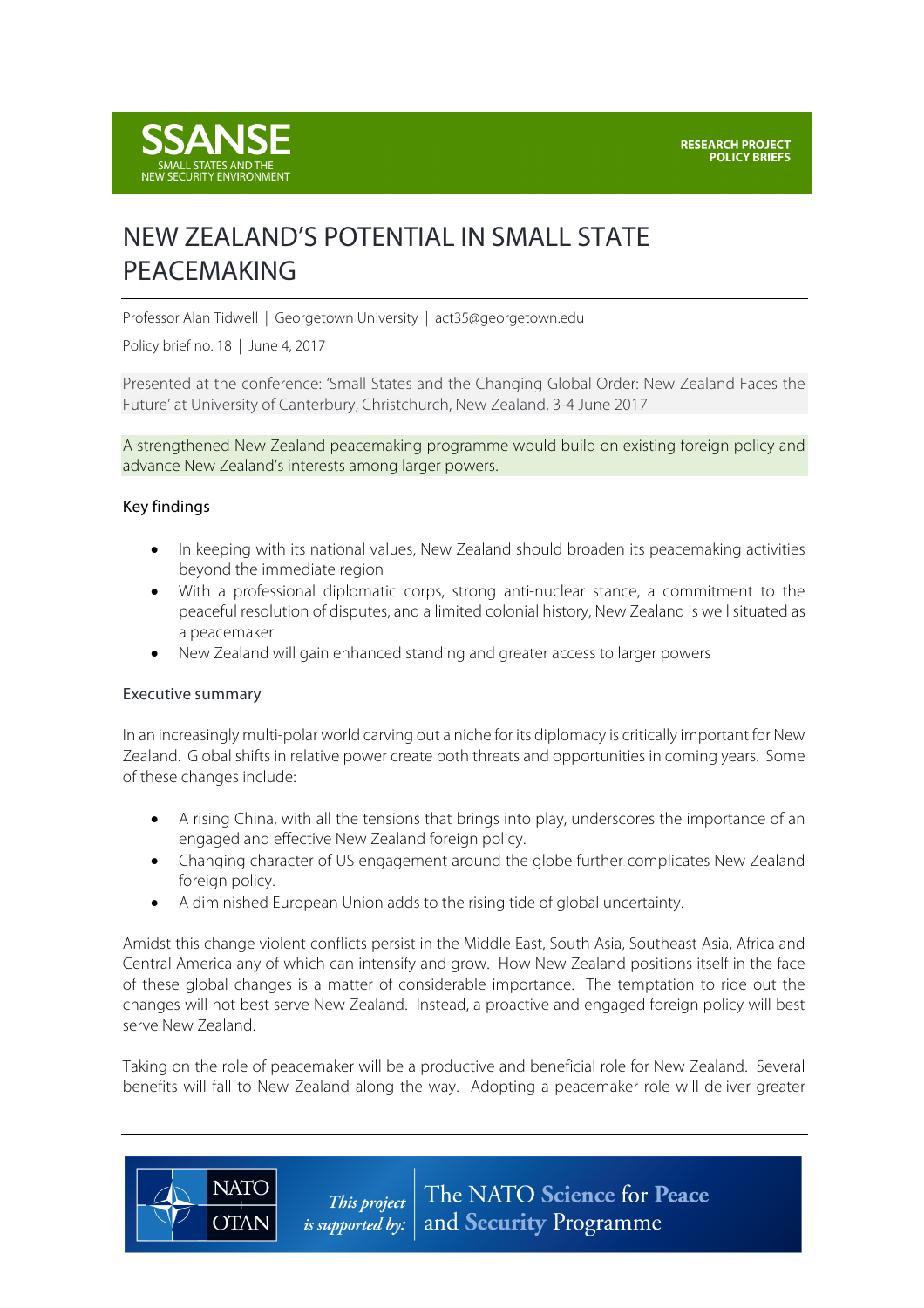SSANSE
SMALL STATES AND THE NEW SECURITY ENVIRONMENT

RESEARCH PROJECT
POLICY BRIEFS

# NEW ZEALAND'S POTENTIAL IN SMALL STATE PEACEMAKING

Professor Alan Tidwell | Georgetown University | act35@georgetown.edu

Policy brief no. 18 | June 4, 2017

Presented at the conference: 'Small States and the Changing Global Order: New Zealand Faces the Future' at University of Canterbury, Christchurch, New Zealand, 3-4 June 2017

A strengthened New Zealand peacemaking programme would build on existing foreign policy and advance New Zealand's interests among larger powers.

## Key findings

- In keeping with its national values, New Zealand should broaden its peacemaking activities beyond the immediate region
- With a professional diplomatic corps, strong anti-nuclear stance, a commitment to the peaceful resolution of disputes, and a limited colonial history, New Zealand is well situated as a peacemaker
- New Zealand will gain enhanced standing and greater access to larger powers

## Executive summary

In an increasingly multi-polar world carving out a niche for its diplomacy is critically important for New Zealand. Global shifts in relative power create both threats and opportunities in coming years. Some of these changes include:

- A rising China, with all the tensions that brings into play, underscores the importance of an engaged and effective New Zealand foreign policy.
- Changing character of US engagement around the globe further complicates New Zealand foreign policy.
- A diminished European Union adds to the rising tide of global uncertainty.

Amidst this change violent conflicts persist in the Middle East, South Asia, Southeast Asia, Africa and Central America any of which can intensify and grow. How New Zealand positions itself in the face of these global changes is a matter of considerable importance. The temptation to ride out the changes will not best serve New Zealand. Instead, a proactive and engaged foreign policy will best serve New Zealand.

Taking on the role of peacemaker will be a productive and beneficial role for New Zealand. Several benefits will fall to New Zealand along the way. Adopting a peacemaker role will deliver greater

NATO OTAN — This project is supported by: The NATO Science for Peace and Security Programme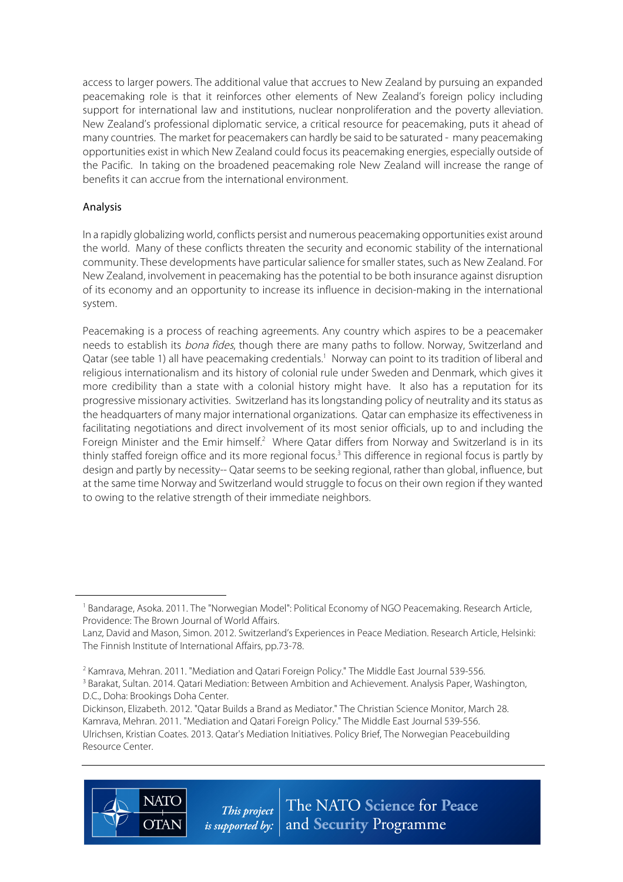access to larger powers. The additional value that accrues to New Zealand by pursuing an expanded peacemaking role is that it reinforces other elements of New Zealand's foreign policy including support for international law and institutions, nuclear nonproliferation and the poverty alleviation. New Zealand's professional diplomatic service, a critical resource for peacemaking, puts it ahead of many countries. The market for peacemakers can hardly be said to be saturated - many peacemaking opportunities exist in which New Zealand could focus its peacemaking energies, especially outside of the Pacific. In taking on the broadened peacemaking role New Zealand will increase the range of benefits it can accrue from the international environment.

## Analysis

In a rapidly globalizing world, conflicts persist and numerous peacemaking opportunities exist around the world. Many of these conflicts threaten the security and economic stability of the international community. These developments have particular salience for smaller states, such as New Zealand. For New Zealand, involvement in peacemaking has the potential to be both insurance against disruption of its economy and an opportunity to increase its influence in decision-making in the international system.

Peacemaking is a process of reaching agreements. Any country which aspires to be a peacemaker needs to establish its *bona fides*, though there are many paths to follow. Norway, Switzerland and Qatar (see table 1) all have peacemaking credentials.[1] Norway can point to its tradition of liberal and religious internationalism and its history of colonial rule under Sweden and Denmark, which gives it more credibility than a state with a colonial history might have. It also has a reputation for its progressive missionary activities. Switzerland has its longstanding policy of neutrality and its status as the headquarters of many major international organizations. Qatar can emphasize its effectiveness in facilitating negotiations and direct involvement of its most senior officials, up to and including the Foreign Minister and the Emir himself.[2] Where Qatar differs from Norway and Switzerland is in its thinly staffed foreign office and its more regional focus.[3] This difference in regional focus is partly by design and partly by necessity-- Qatar seems to be seeking regional, rather than global, influence, but at the same time Norway and Switzerland would struggle to focus on their own region if they wanted to owing to the relative strength of their immediate neighbors.

---

[1] Bandarage, Asoka. 2011. The "Norwegian Model": Political Economy of NGO Peacemaking. Research Article, Providence: The Brown Journal of World Affairs.
Lanz, David and Mason, Simon. 2012. Switzerland's Experiences in Peace Mediation. Research Article, Helsinki: The Finnish Institute of International Affairs, pp.73-78.

[2] Kamrava, Mehran. 2011. "Mediation and Qatari Foreign Policy." The Middle East Journal 539-556.

[3] Barakat, Sultan. 2014. Qatari Mediation: Between Ambition and Achievement. Analysis Paper, Washington, D.C., Doha: Brookings Doha Center.
Dickinson, Elizabeth. 2012. "Qatar Builds a Brand as Mediator." The Christian Science Monitor, March 28.
Kamrava, Mehran. 2011. "Mediation and Qatari Foreign Policy." The Middle East Journal 539-556.
Ulrichsen, Kristian Coates. 2013. Qatar's Mediation Initiatives. Policy Brief, The Norwegian Peacebuilding Resource Center.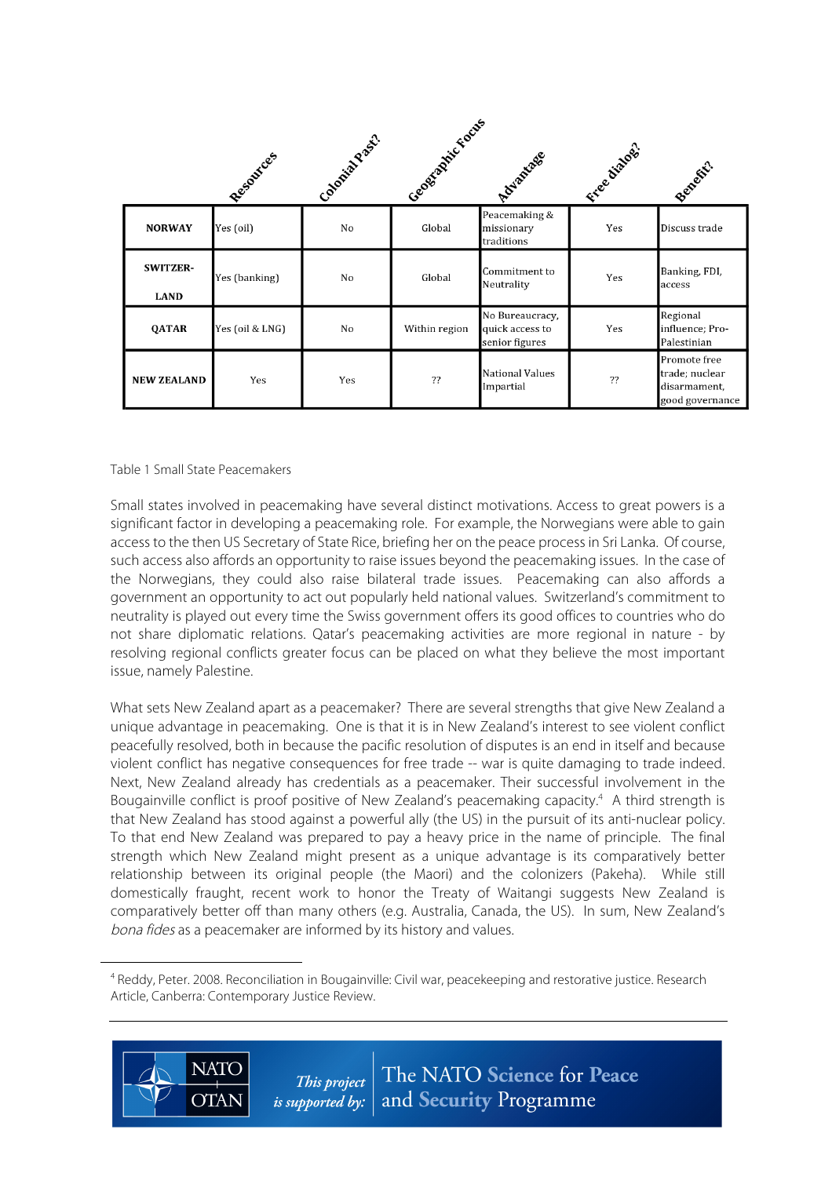| | Resources | Colonial Past? | Geographic Focus | Advantage | Free dialog? | Benefit? |
|---|---|---|---|---|---|---|
| **NORWAY** | Yes (oil) | No | Global | Peacemaking & missionary traditions | Yes | Discuss trade |
| **SWITZER-LAND** | Yes (banking) | No | Global | Commitment to Neutrality | Yes | Banking, FDI, access |
| **QATAR** | Yes (oil & LNG) | No | Within region | No Bureaucracy, quick access to senior figures | Yes | Regional influence; Pro-Palestinian |
| **NEW ZEALAND** | Yes | Yes | ?? | National Values Impartial | ?? | Promote free trade; nuclear disarmament, good governance |

Table 1 Small State Peacemakers

Small states involved in peacemaking have several distinct motivations. Access to great powers is a significant factor in developing a peacemaking role. For example, the Norwegians were able to gain access to the then US Secretary of State Rice, briefing her on the peace process in Sri Lanka. Of course, such access also affords an opportunity to raise issues beyond the peacemaking issues. In the case of the Norwegians, they could also raise bilateral trade issues. Peacemaking can also affords a government an opportunity to act out popularly held national values. Switzerland's commitment to neutrality is played out every time the Swiss government offers its good offices to countries who do not share diplomatic relations. Qatar's peacemaking activities are more regional in nature - by resolving regional conflicts greater focus can be placed on what they believe the most important issue, namely Palestine.

What sets New Zealand apart as a peacemaker? There are several strengths that give New Zealand a unique advantage in peacemaking. One is that it is in New Zealand's interest to see violent conflict peacefully resolved, both in because the pacific resolution of disputes is an end in itself and because violent conflict has negative consequences for free trade -- war is quite damaging to trade indeed. Next, New Zealand already has credentials as a peacemaker. Their successful involvement in the Bougainville conflict is proof positive of New Zealand's peacemaking capacity.[4] A third strength is that New Zealand has stood against a powerful ally (the US) in the pursuit of its anti-nuclear policy. To that end New Zealand was prepared to pay a heavy price in the name of principle. The final strength which New Zealand might present as a unique advantage is its comparatively better relationship between its original people (the Maori) and the colonizers (Pakeha). While still domestically fraught, recent work to honor the Treaty of Waitangi suggests New Zealand is comparatively better off than many others (e.g. Australia, Canada, the US). In sum, New Zealand's *bona fides* as a peacemaker are informed by its history and values.

[4] Reddy, Peter. 2008. Reconciliation in Bougainville: Civil war, peacekeeping and restorative justice. Research Article, Canberra: Contemporary Justice Review.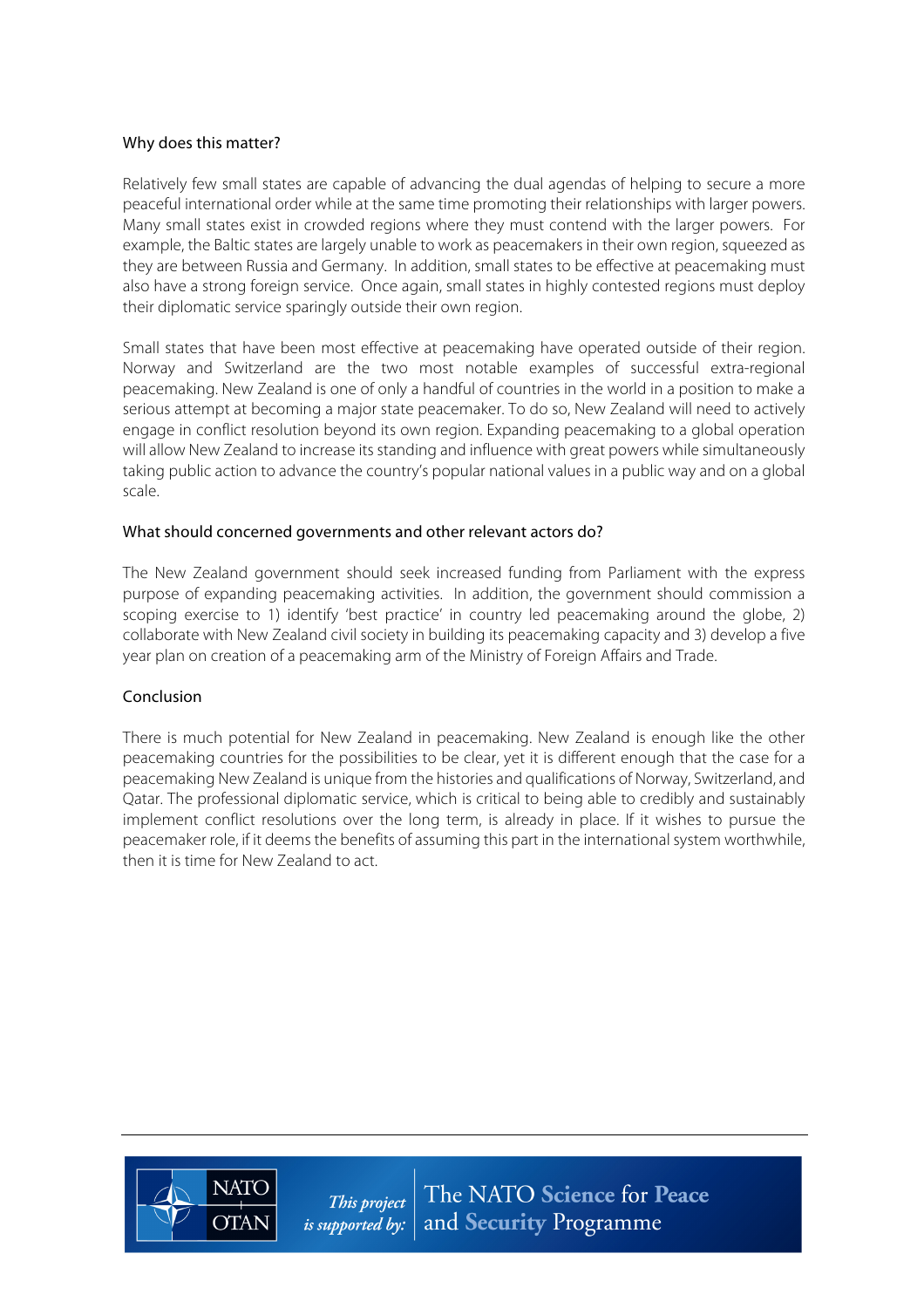## Why does this matter?

Relatively few small states are capable of advancing the dual agendas of helping to secure a more peaceful international order while at the same time promoting their relationships with larger powers. Many small states exist in crowded regions where they must contend with the larger powers. For example, the Baltic states are largely unable to work as peacemakers in their own region, squeezed as they are between Russia and Germany. In addition, small states to be effective at peacemaking must also have a strong foreign service. Once again, small states in highly contested regions must deploy their diplomatic service sparingly outside their own region.

Small states that have been most effective at peacemaking have operated outside of their region. Norway and Switzerland are the two most notable examples of successful extra-regional peacemaking. New Zealand is one of only a handful of countries in the world in a position to make a serious attempt at becoming a major state peacemaker. To do so, New Zealand will need to actively engage in conflict resolution beyond its own region. Expanding peacemaking to a global operation will allow New Zealand to increase its standing and influence with great powers while simultaneously taking public action to advance the country's popular national values in a public way and on a global scale.

## What should concerned governments and other relevant actors do?

The New Zealand government should seek increased funding from Parliament with the express purpose of expanding peacemaking activities. In addition, the government should commission a scoping exercise to 1) identify 'best practice' in country led peacemaking around the globe, 2) collaborate with New Zealand civil society in building its peacemaking capacity and 3) develop a five year plan on creation of a peacemaking arm of the Ministry of Foreign Affairs and Trade.

## Conclusion

There is much potential for New Zealand in peacemaking. New Zealand is enough like the other peacemaking countries for the possibilities to be clear, yet it is different enough that the case for a peacemaking New Zealand is unique from the histories and qualifications of Norway, Switzerland, and Qatar. The professional diplomatic service, which is critical to being able to credibly and sustainably implement conflict resolutions over the long term, is already in place. If it wishes to pursue the peacemaker role, if it deems the benefits of assuming this part in the international system worthwhile, then it is time for New Zealand to act.

NATO OTAN

*This project is supported by:* The NATO Science for Peace and Security Programme